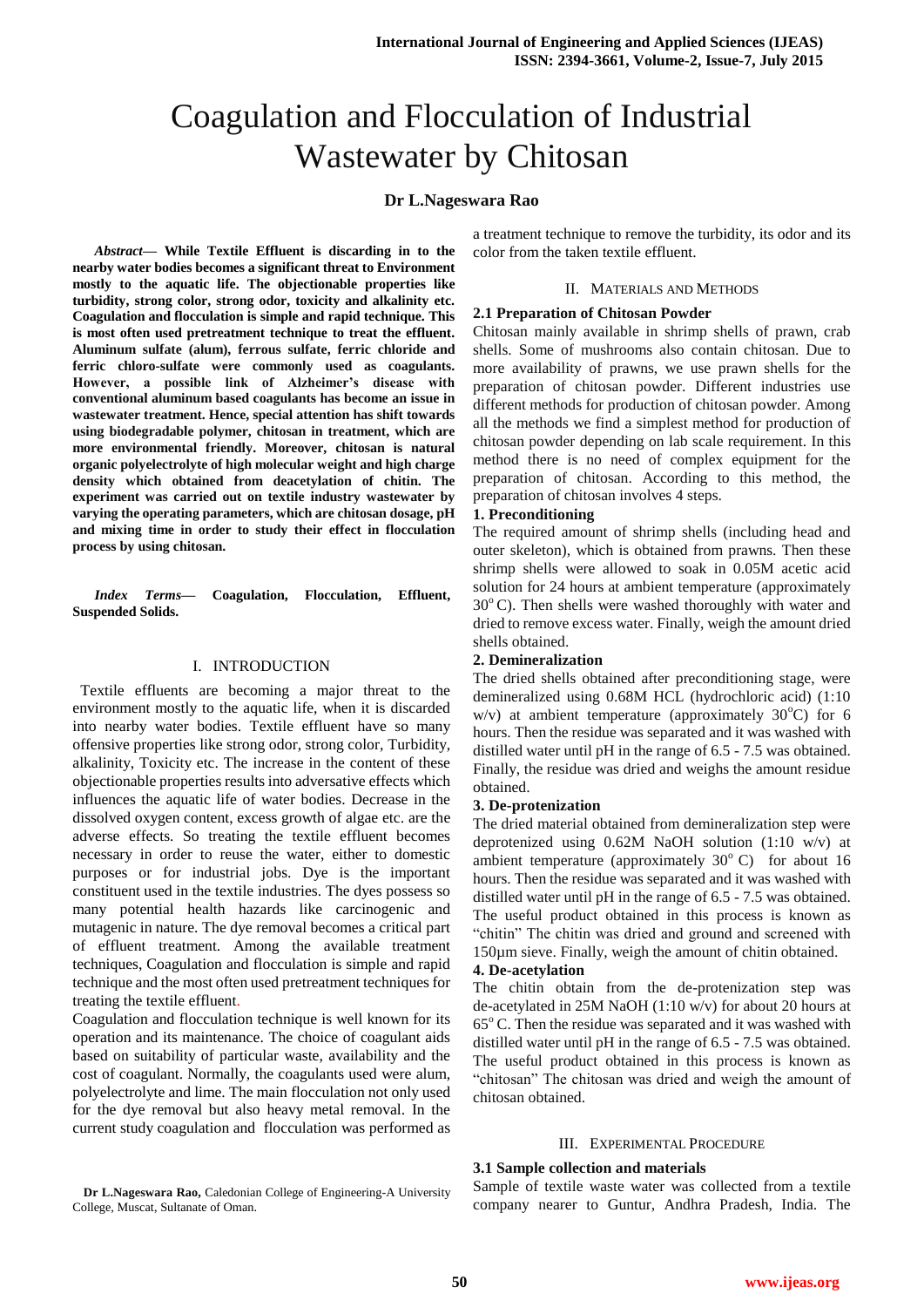# Coagulation and Flocculation of Industrial Wastewater by Chitosan

**Dr L.Nageswara Rao**

***Abstract*— While Textile Effluent is discarding in to the nearby water bodies becomes a significant threat to Environment mostly to the aquatic life. The objectionable properties like turbidity, strong color, strong odor, toxicity and alkalinity etc. Coagulation and flocculation is simple and rapid technique. This is most often used pretreatment technique to treat the effluent. Aluminum sulfate (alum), ferrous sulfate, ferric chloride and ferric chloro-sulfate were commonly used as coagulants. However, a possible link of Alzheimer's disease with conventional aluminum based coagulants has become an issue in wastewater treatment. Hence, special attention has shift towards using biodegradable polymer, chitosan in treatment, which are more environmental friendly. Moreover, chitosan is natural organic polyelectrolyte of high molecular weight and high charge density which obtained from deacetylation of chitin. The experiment was carried out on textile industry wastewater by varying the operating parameters, which are chitosan dosage, pH and mixing time in order to study their effect in flocculation process by using chitosan.**

***Index Terms*— Coagulation, Flocculation, Effluent, Suspended Solids.**

## I. INTRODUCTION

Textile effluents are becoming a major threat to the environment mostly to the aquatic life, when it is discarded into nearby water bodies. Textile effluent have so many offensive properties like strong odor, strong color, Turbidity, alkalinity, Toxicity etc. The increase in the content of these objectionable properties results into adversative effects which influences the aquatic life of water bodies. Decrease in the dissolved oxygen content, excess growth of algae etc. are the adverse effects. So treating the textile effluent becomes necessary in order to reuse the water, either to domestic purposes or for industrial jobs. Dye is the important constituent used in the textile industries. The dyes possess so many potential health hazards like carcinogenic and mutagenic in nature. The dye removal becomes a critical part of effluent treatment. Among the available treatment techniques, Coagulation and flocculation is simple and rapid technique and the most often used pretreatment techniques for treating the textile effluent.

Coagulation and flocculation technique is well known for its operation and its maintenance. The choice of coagulant aids based on suitability of particular waste, availability and the cost of coagulant. Normally, the coagulants used were alum, polyelectrolyte and lime. The main flocculation not only used for the dye removal but also heavy metal removal. In the current study coagulation and flocculation was performed as a treatment technique to remove the turbidity, its odor and its color from the taken textile effluent.

**Dr L.Nageswara Rao,** Caledonian College of Engineering-A University College, Muscat, Sultanate of Oman.

## II. MATERIALS AND METHODS

### 2.1 Preparation of Chitosan Powder

Chitosan mainly available in shrimp shells of prawn, crab shells. Some of mushrooms also contain chitosan. Due to more availability of prawns, we use prawn shells for the preparation of chitosan powder. Different industries use different methods for production of chitosan powder. Among all the methods we find a simplest method for production of chitosan powder depending on lab scale requirement. In this method there is no need of complex equipment for the preparation of chitosan. According to this method, the preparation of chitosan involves 4 steps.

**1. Preconditioning**

The required amount of shrimp shells (including head and outer skeleton), which is obtained from prawns. Then these shrimp shells were allowed to soak in 0.05M acetic acid solution for 24 hours at ambient temperature (approximately $30^{o}$C). Then shells were washed thoroughly with water and dried to remove excess water. Finally, weigh the amount dried shells obtained.

**2. Demineralization**

The dried shells obtained after preconditioning stage, were demineralized using 0.68M HCL (hydrochloric acid) (1:10 w/v) at ambient temperature (approximately $30^{o}$C) for 6 hours. Then the residue was separated and it was washed with distilled water until pH in the range of 6.5 - 7.5 was obtained. Finally, the residue was dried and weighs the amount residue obtained.

**3. De-protenization**

The dried material obtained from demineralization step were deprotenized using 0.62M NaOH solution (1:10 w/v) at ambient temperature (approximately $30^{o}$ C) for about 16 hours. Then the residue was separated and it was washed with distilled water until pH in the range of 6.5 - 7.5 was obtained. The useful product obtained in this process is known as "chitin" The chitin was dried and ground and screened with 150µm sieve. Finally, weigh the amount of chitin obtained.

**4. De-acetylation**

The chitin obtain from the de-protenization step was de-acetylated in 25M NaOH (1:10 w/v) for about 20 hours at $65^{o}$ C. Then the residue was separated and it was washed with distilled water until pH in the range of 6.5 - 7.5 was obtained. The useful product obtained in this process is known as "chitosan" The chitosan was dried and weigh the amount of chitosan obtained.

## III. EXPERIMENTAL PROCEDURE

### 3.1 Sample collection and materials

Sample of textile waste water was collected from a textile company nearer to Guntur, Andhra Pradesh, India. The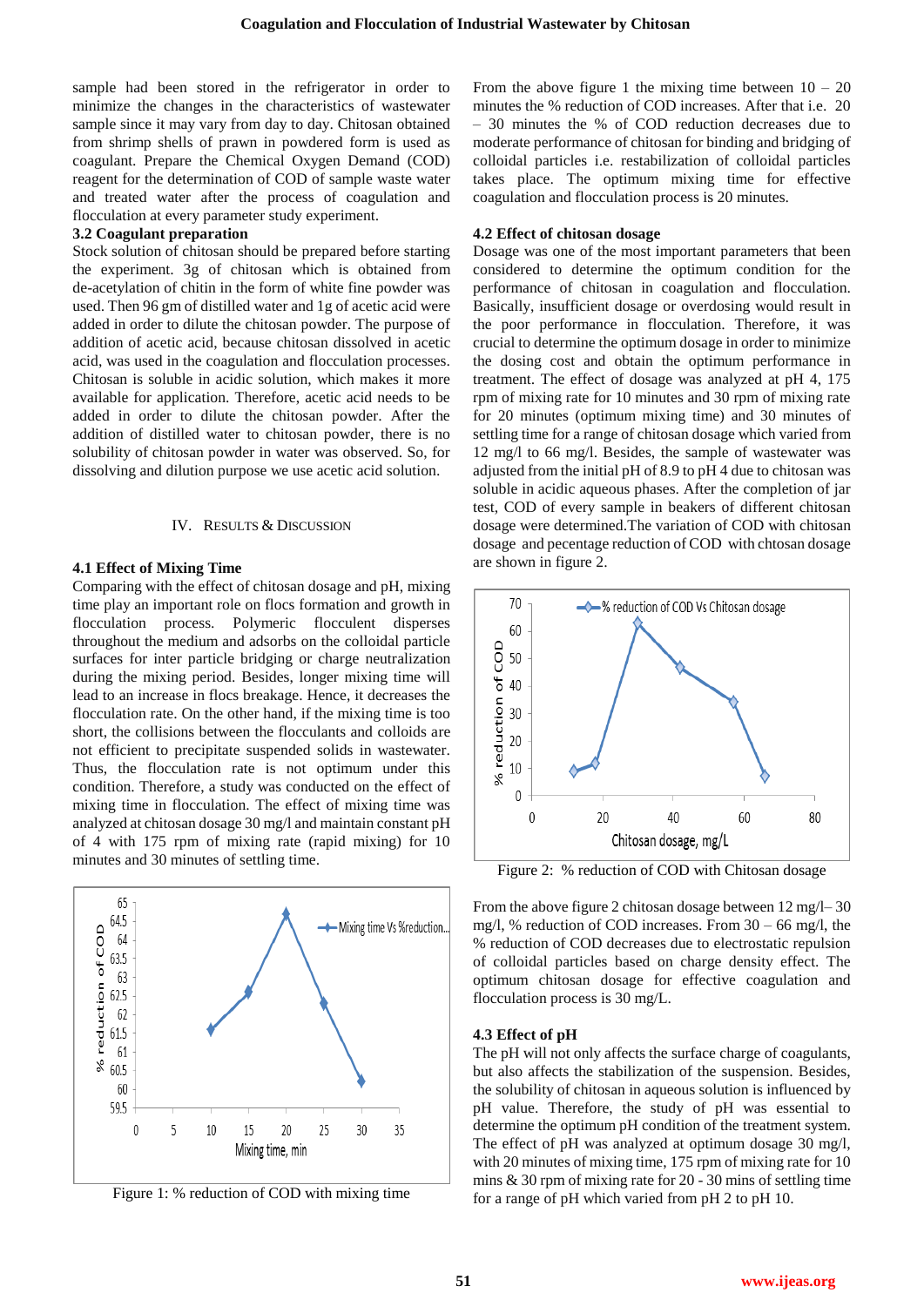sample had been stored in the refrigerator in order to minimize the changes in the characteristics of wastewater sample since it may vary from day to day. Chitosan obtained from shrimp shells of prawn in powdered form is used as coagulant. Prepare the Chemical Oxygen Demand (COD) reagent for the determination of COD of sample waste water and treated water after the process of coagulation and flocculation at every parameter study experiment.

### 3.2 Coagulant preparation

Stock solution of chitosan should be prepared before starting the experiment. 3g of chitosan which is obtained from de-acetylation of chitin in the form of white fine powder was used. Then 96 gm of distilled water and 1g of acetic acid were added in order to dilute the chitosan powder. The purpose of addition of acetic acid, because chitosan dissolved in acetic acid, was used in the coagulation and flocculation processes. Chitosan is soluble in acidic solution, which makes it more available for application. Therefore, acetic acid needs to be added in order to dilute the chitosan powder. After the addition of distilled water to chitosan powder, there is no solubility of chitosan powder in water was observed. So, for dissolving and dilution purpose we use acetic acid solution.

## IV. Results & Discussion

### 4.1 Effect of Mixing Time

Comparing with the effect of chitosan dosage and pH, mixing time play an important role on flocs formation and growth in flocculation process. Polymeric flocculent disperses throughout the medium and adsorbs on the colloidal particle surfaces for inter particle bridging or charge neutralization during the mixing period. Besides, longer mixing time will lead to an increase in flocs breakage. Hence, it decreases the flocculation rate. On the other hand, if the mixing time is too short, the collisions between the flocculants and colloids are not efficient to precipitate suspended solids in wastewater. Thus, the flocculation rate is not optimum under this condition. Therefore, a study was conducted on the effect of mixing time in flocculation. The effect of mixing time was analyzed at chitosan dosage 30 mg/l and maintain constant pH of 4 with 175 rpm of mixing rate (rapid mixing) for 10 minutes and 30 minutes of settling time.

Figure 1: % reduction of COD with mixing time

From the above figure 1 the mixing time between 10 – 20 minutes the % reduction of COD increases. After that i.e. 20 – 30 minutes the % of COD reduction decreases due to moderate performance of chitosan for binding and bridging of colloidal particles i.e. restabilization of colloidal particles takes place. The optimum mixing time for effective coagulation and flocculation process is 20 minutes.

### 4.2 Effect of chitosan dosage

Dosage was one of the most important parameters that been considered to determine the optimum condition for the performance of chitosan in coagulation and flocculation. Basically, insufficient dosage or overdosing would result in the poor performance in flocculation. Therefore, it was crucial to determine the optimum dosage in order to minimize the dosing cost and obtain the optimum performance in treatment. The effect of dosage was analyzed at pH 4, 175 rpm of mixing rate for 10 minutes and 30 rpm of mixing rate for 20 minutes (optimum mixing time) and 30 minutes of settling time for a range of chitosan dosage which varied from 12 mg/l to 66 mg/l. Besides, the sample of wastewater was adjusted from the initial pH of 8.9 to pH 4 due to chitosan was soluble in acidic aqueous phases. After the completion of jar test, COD of every sample in beakers of different chitosan dosage were determined.The variation of COD with chitosan dosage and pecentage reduction of COD with chtosan dosage are shown in figure 2.

Figure 2: % reduction of COD with Chitosan dosage

From the above figure 2 chitosan dosage between 12 mg/l– 30 mg/l, % reduction of COD increases. From 30 – 66 mg/l, the % reduction of COD decreases due to electrostatic repulsion of colloidal particles based on charge density effect. The optimum chitosan dosage for effective coagulation and flocculation process is 30 mg/L.

### 4.3 Effect of pH

The pH will not only affects the surface charge of coagulants, but also affects the stabilization of the suspension. Besides, the solubility of chitosan in aqueous solution is influenced by pH value. Therefore, the study of pH was essential to determine the optimum pH condition of the treatment system. The effect of pH was analyzed at optimum dosage 30 mg/l, with 20 minutes of mixing time, 175 rpm of mixing rate for 10 mins & 30 rpm of mixing rate for 20 - 30 mins of settling time for a range of pH which varied from pH 2 to pH 10.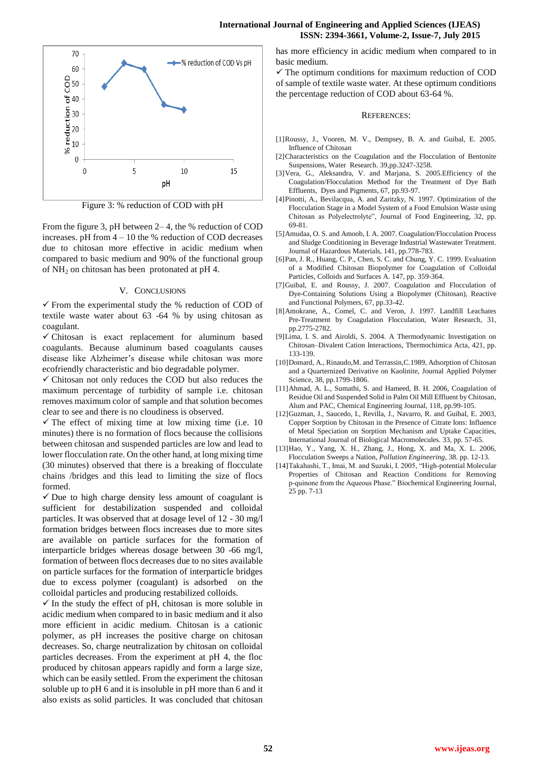70
60
50
40
30
20
10
0
% reduction of COD
0
5
10
15
pH
% reduction of COD Vs pH

Figure 3: % reduction of COD with pH

From the figure 3, pH between 2– 4, the % reduction of COD increases. pH from 4 – 10 the % reduction of COD decreases due to chitosan more effective in acidic medium when compared to basic medium and 90% of the functional group of $NH_2$ on chitosan has been protonated at pH 4.

## V. Conclusions

✓ From the experimental study the % reduction of COD of textile waste water about 63 -64 % by using chitosan as coagulant.

✓ Chitosan is exact replacement for aluminum based coagulants. Because aluminum based coagulants causes disease like Alzheimer's disease while chitosan was more ecofriendly characteristic and bio degradable polymer.

✓ Chitosan not only reduces the COD but also reduces the maximum percentage of turbidity of sample i.e. chitosan removes maximum color of sample and that solution becomes clear to see and there is no cloudiness is observed.

✓ The effect of mixing time at low mixing time (i.e. 10 minutes) there is no formation of flocs because the collisions between chitosan and suspended particles are low and lead to lower flocculation rate. On the other hand, at long mixing time (30 minutes) observed that there is a breaking of flocculate chains /bridges and this lead to limiting the size of flocs formed.

✓ Due to high charge density less amount of coagulant is sufficient for destabilization suspended and colloidal particles. It was observed that at dosage level of 12 - 30 mg/l formation bridges between flocs increases due to more sites are available on particle surfaces for the formation of interparticle bridges whereas dosage between 30 -66 mg/l, formation of between flocs decreases due to no sites available on particle surfaces for the formation of interparticle bridges due to excess polymer (coagulant) is adsorbed on the colloidal particles and producing restabilized colloids.

✓ In the study the effect of pH, chitosan is more soluble in acidic medium when compared to in basic medium and it also more efficient in acidic medium. Chitosan is a cationic polymer, as pH increases the positive charge on chitosan decreases. So, charge neutralization by chitosan on colloidal particles decreases. From the experiment at pH 4, the floc produced by chitosan appears rapidly and form a large size, which can be easily settled. From the experiment the chitosan soluble up to pH 6 and it is insoluble in pH more than 6 and it also exists as solid particles. It was concluded that chitosan has more efficiency in acidic medium when compared to in basic medium.

✓ The optimum conditions for maximum reduction of COD of sample of textile waste water. At these optimum conditions the percentage reduction of COD about 63-64 %.

## References:

[1] Roussy, J., Vooren, M. V., Dempsey, B. A. and Guibal, E. 2005. Influence of Chitosan

[2] Characteristics on the Coagulation and the Flocculation of Bentonite Suspensions, Water Research. 39,pp.3247-3258.

[3] Vera, G., Aleksandra, V. and Marjana, S. 2005.Efficiency of the Coagulation/Flocculation Method for the Treatment of Dye Bath Effluents, Dyes and Pigments, 67, pp.93-97.

[4] Pinotti, A., Bevilacqua, A. and Zaritzky, N. 1997. Optimization of the Flocculation Stage in a Model System of a Food Emulsion Waste using Chitosan as Polyelectrolyte", Journal of Food Engineering, 32, pp. 69-81.

[5] Amudaa, O. S. and Amoob, I. A. 2007. Coagulation/Flocculation Process and Sludge Conditioning in Beverage Industrial Wastewater Treatment. Journal of Hazardous Materials, 141, pp.778-783.

[6] Pan, J. R., Huang, C. P., Chen, S. C. and Chung, Y. C. 1999. Evaluation of a Modified Chitosan Biopolymer for Coagulation of Colloidal Particles, Colloids and Surfaces A. 147, pp. 359-364.

[7] Guibal, E. and Roussy, J. 2007. Coagulation and Flocculation of Dye-Containing Solutions Using a Biopolymer (Chitosan), Reactive and Functional Polymers, 67, pp.33-42.

[8] Amokrane, A., Comel, C. and Veron, J. 1997. Landfill Leachates Pre-Treatment by Coagulation Flocculation, Water Research, 31, pp.2775-2782.

[9] Lima, I. S. and Airoldi, S. 2004. A Thermodynamic Investigation on Chitosan–Divalent Cation Interactions, Thermochimica Acta, 421, pp. 133-139.

[10] Domard, A., Rinaudo,M. and Terrassin,C.1989, Adsorption of Chitosan and a Quarternized Derivative on Kaolinite, Journal Applied Polymer Science, 38, pp.1799-1806.

[11] Ahmad, A. L., Sumathi, S. and Hameed, B. H. 2006, Coagulation of Residue Oil and Suspended Solid in Palm Oil Mill Effluent by Chitosan, Alum and PAC, Chemical Engineering Journal, 118, pp.99-105.

[12] Guzman, J., Saucedo, I., Revilla, J., Navarro, R. and Guibal, E. 2003, Copper Sorption by Chitosan in the Presence of Citrate Ions: Influence of Metal Speciation on Sorption Mechanism and Uptake Capacities, International Journal of Biological Macromolecules. 33, pp. 57-65.

[13] Hao, Y., Yang, X. H., Zhang, J., Hong, X. and Ma, X. L. 2006, Flocculation Sweeps a Nation, *Pollution Engineering*, 38. pp. 12-13.

[14] Takahashi, T., Imai, M. and Suzuki, I. 2005, "High-potential Molecular Properties of Chitosan and Reaction Conditions for Removing p-quinone from the Aqueous Phase." Biochemical Engineering Journal, 25 pp. 7-13